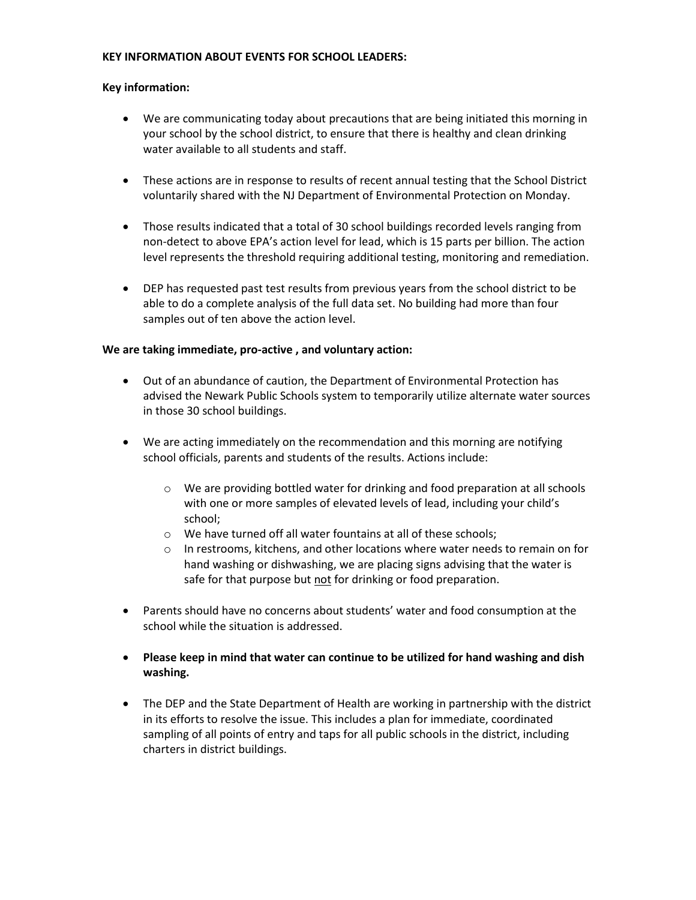**KEY INFORMATION ABOUT EVENTS FOR SCHOOL LEADERS:**

**Key information:**

- We are communicating today about precautions that are being initiated this morning in your school by the school district, to ensure that there is healthy and clean drinking water available to all students and staff.

- These actions are in response to results of recent annual testing that the School District voluntarily shared with the NJ Department of Environmental Protection on Monday.

- Those results indicated that a total of 30 school buildings recorded levels ranging from non-detect to above EPA's action level for lead, which is 15 parts per billion. The action level represents the threshold requiring additional testing, monitoring and remediation.

- DEP has requested past test results from previous years from the school district to be able to do a complete analysis of the full data set. No building had more than four samples out of ten above the action level.

**We are taking immediate, pro-active , and voluntary action:**

- Out of an abundance of caution, the Department of Environmental Protection has advised the Newark Public Schools system to temporarily utilize alternate water sources in those 30 school buildings.

- We are acting immediately on the recommendation and this morning are notifying school officials, parents and students of the results. Actions include:
  - We are providing bottled water for drinking and food preparation at all schools with one or more samples of elevated levels of lead, including your child's school;
  - We have turned off all water fountains at all of these schools;
  - In restrooms, kitchens, and other locations where water needs to remain on for hand washing or dishwashing, we are placing signs advising that the water is safe for that purpose but <u>not</u> for drinking or food preparation.

- Parents should have no concerns about students' water and food consumption at the school while the situation is addressed.

- **Please keep in mind that water can continue to be utilized for hand washing and dish washing.**

- The DEP and the State Department of Health are working in partnership with the district in its efforts to resolve the issue. This includes a plan for immediate, coordinated sampling of all points of entry and taps for all public schools in the district, including charters in district buildings.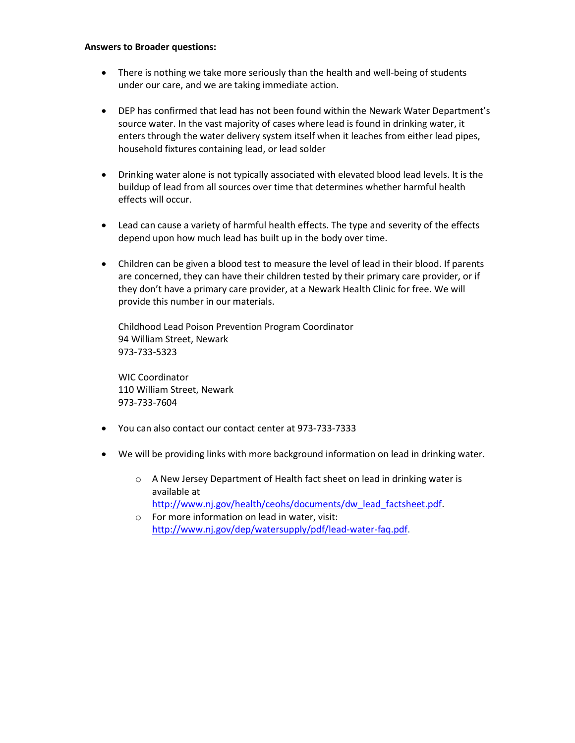**Answers to Broader questions:**

- There is nothing we take more seriously than the health and well-being of students under our care, and we are taking immediate action.

- DEP has confirmed that lead has not been found within the Newark Water Department's source water. In the vast majority of cases where lead is found in drinking water, it enters through the water delivery system itself when it leaches from either lead pipes, household fixtures containing lead, or lead solder

- Drinking water alone is not typically associated with elevated blood lead levels. It is the buildup of lead from all sources over time that determines whether harmful health effects will occur.

- Lead can cause a variety of harmful health effects. The type and severity of the effects depend upon how much lead has built up in the body over time.

- Children can be given a blood test to measure the level of lead in their blood. If parents are concerned, they can have their children tested by their primary care provider, or if they don't have a primary care provider, at a Newark Health Clinic for free. We will provide this number in our materials.

  Childhood Lead Poison Prevention Program Coordinator
  94 William Street, Newark
  973-733-5323

  WIC Coordinator
  110 William Street, Newark
  973-733-7604

- You can also contact our contact center at 973-733-7333

- We will be providing links with more background information on lead in drinking water.
  - A New Jersey Department of Health fact sheet on lead in drinking water is available at http://www.nj.gov/health/ceohs/documents/dw_lead_factsheet.pdf.
  - For more information on lead in water, visit: http://www.nj.gov/dep/watersupply/pdf/lead-water-faq.pdf.